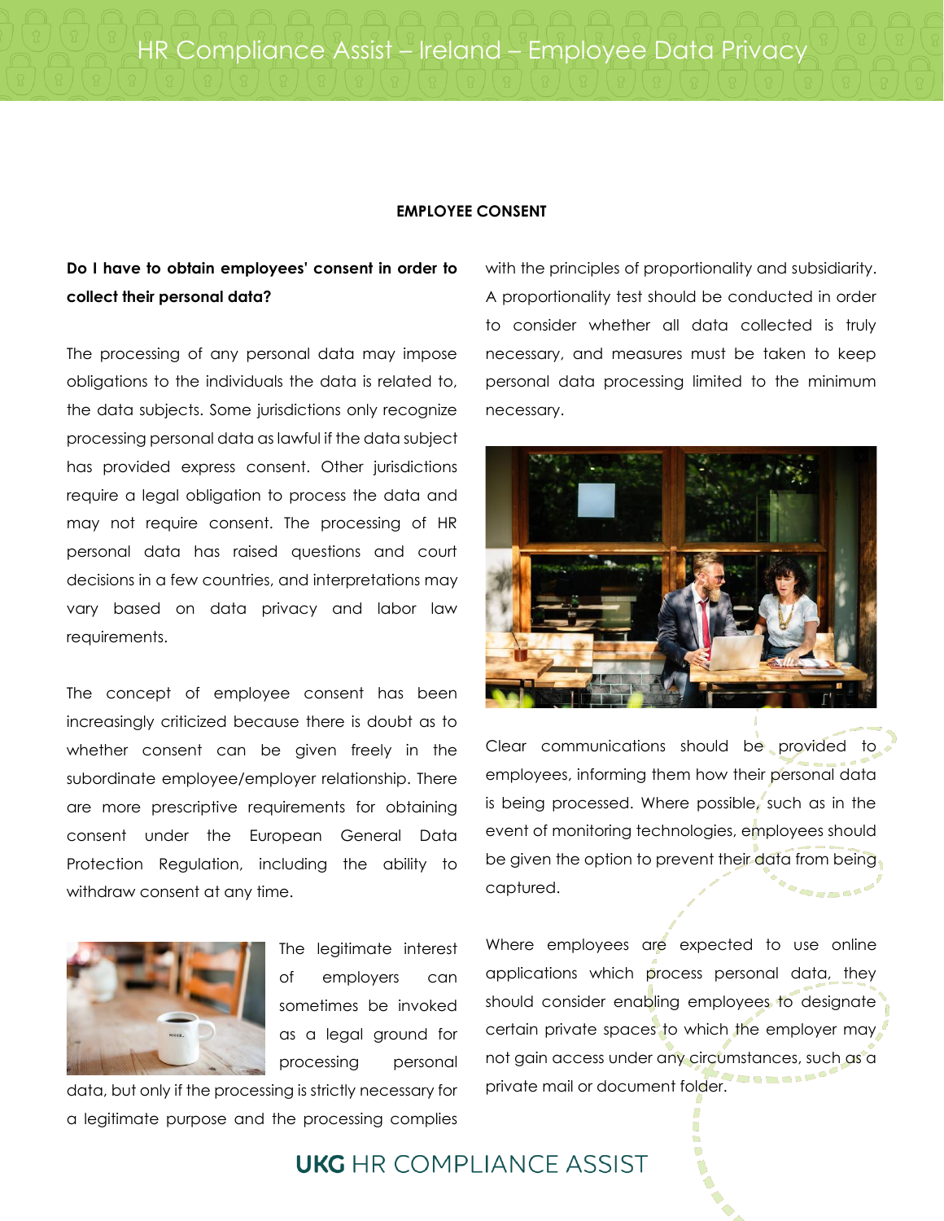## EMPLOYEE CONSENT

**Do I have to obtain employees' consent in order to collect their personal data?**

The processing of any personal data may impose obligations to the individuals the data is related to, the data subjects. Some jurisdictions only recognize processing personal data as lawful if the data subject has provided express consent. Other jurisdictions require a legal obligation to process the data and may not require consent. The processing of HR personal data has raised questions and court decisions in a few countries, and interpretations may vary based on data privacy and labor law requirements.

The concept of employee consent has been increasingly criticized because there is doubt as to whether consent can be given freely in the subordinate employee/employer relationship. There are more prescriptive requirements for obtaining consent under the European General Data Protection Regulation, including the ability to withdraw consent at any time.

The legitimate interest of employers can sometimes be invoked as a legal ground for processing personal data, but only if the processing is strictly necessary for a legitimate purpose and the processing complies with the principles of proportionality and subsidiarity. A proportionality test should be conducted in order to consider whether all data collected is truly necessary, and measures must be taken to keep personal data processing limited to the minimum necessary.

Clear communications should be provided to employees, informing them how their personal data is being processed. Where possible, such as in the event of monitoring technologies, employees should be given the option to prevent their data from being captured.

Where employees are expected to use online applications which process personal data, they should consider enabling employees to designate certain private spaces to which the employer may not gain access under any circumstances, such as a private mail or document folder.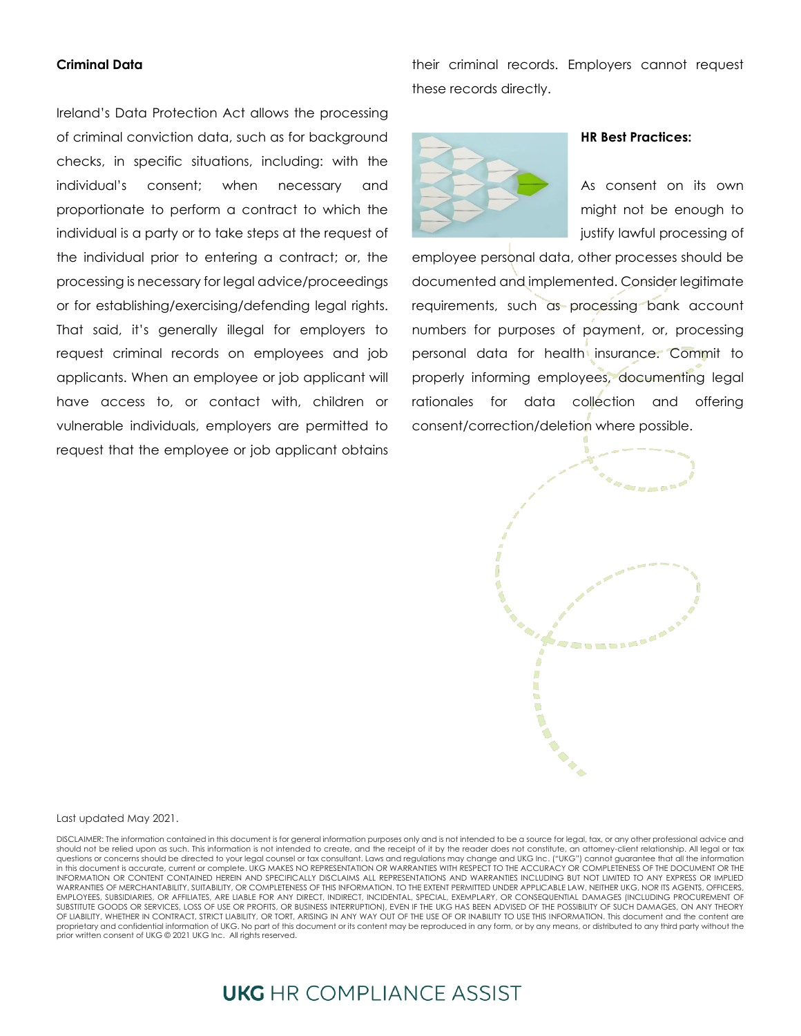**Criminal Data**

Ireland's Data Protection Act allows the processing of criminal conviction data, such as for background checks, in specific situations, including: with the individual's consent; when necessary and proportionate to perform a contract to which the individual is a party or to take steps at the request of the individual prior to entering a contract; or, the processing is necessary for legal advice/proceedings or for establishing/exercising/defending legal rights. That said, it's generally illegal for employers to request criminal records on employees and job applicants. When an employee or job applicant will have access to, or contact with, children or vulnerable individuals, employers are permitted to request that the employee or job applicant obtains their criminal records. Employers cannot request these records directly.

**HR Best Practices:**

As consent on its own might not be enough to justify lawful processing of employee personal data, other processes should be documented and implemented. Consider legitimate requirements, such as processing bank account numbers for purposes of payment, or, processing personal data for health insurance. Commit to properly informing employees, documenting legal rationales for data collection and offering consent/correction/deletion where possible.

Last updated May 2021.

DISCLAIMER: The information contained in this document is for general information purposes only and is not intended to be a source for legal, tax, or any other professional advice and should not be relied upon as such. This information is not intended to create, and the receipt of it by the reader does not constitute, an attorney-client relationship. All legal or tax questions or concerns should be directed to your legal counsel or tax consultant. Laws and regulations may change and UKG Inc. ("UKG") cannot guarantee that all the information in this document is accurate, current or complete. UKG MAKES NO REPRESENTATION OR WARRANTIES WITH RESPECT TO THE ACCURACY OR COMPLETENESS OF THE DOCUMENT OR THE INFORMATION OR CONTENT CONTAINED HEREIN AND SPECIFICALLY DISCLAIMS ALL REPRESENTATIONS AND WARRANTIES INCLUDING BUT NOT LIMITED TO ANY EXPRESS OR IMPLIED WARRANTIES OF MERCHANTABILITY, SUITABILITY, OR COMPLETENESS OF THIS INFORMATION. TO THE EXTENT PERMITTED UNDER APPLICABLE LAW, NEITHER UKG, NOR ITS AGENTS, OFFICERS, EMPLOYEES, SUBSIDIARIES, OR AFFILIATES, ARE LIABLE FOR ANY DIRECT, INDIRECT, INCIDENTAL, SPECIAL, EXEMPLARY, OR CONSEQUENTIAL DAMAGES (INCLUDING PROCUREMENT OF SUBSTITUTE GOODS OR SERVICES, LOSS OF USE OR PROFITS, OR BUSINESS INTERRUPTION), EVEN IF THE UKG HAS BEEN ADVISED OF THE POSSIBILITY OF SUCH DAMAGES, ON ANY THEORY OF LIABILITY, WHETHER IN CONTRACT, STRICT LIABILITY, OR TORT, ARISING IN ANY WAY OUT OF THE USE OF OR INABILITY TO USE THIS INFORMATION. This document and the content are proprietary and confidential information of UKG. No part of this document or its content may be reproduced in any form, or by any means, or distributed to any third party without the prior written consent of UKG © 2021 UKG Inc. All rights reserved.

**UKG** HR COMPLIANCE ASSIST